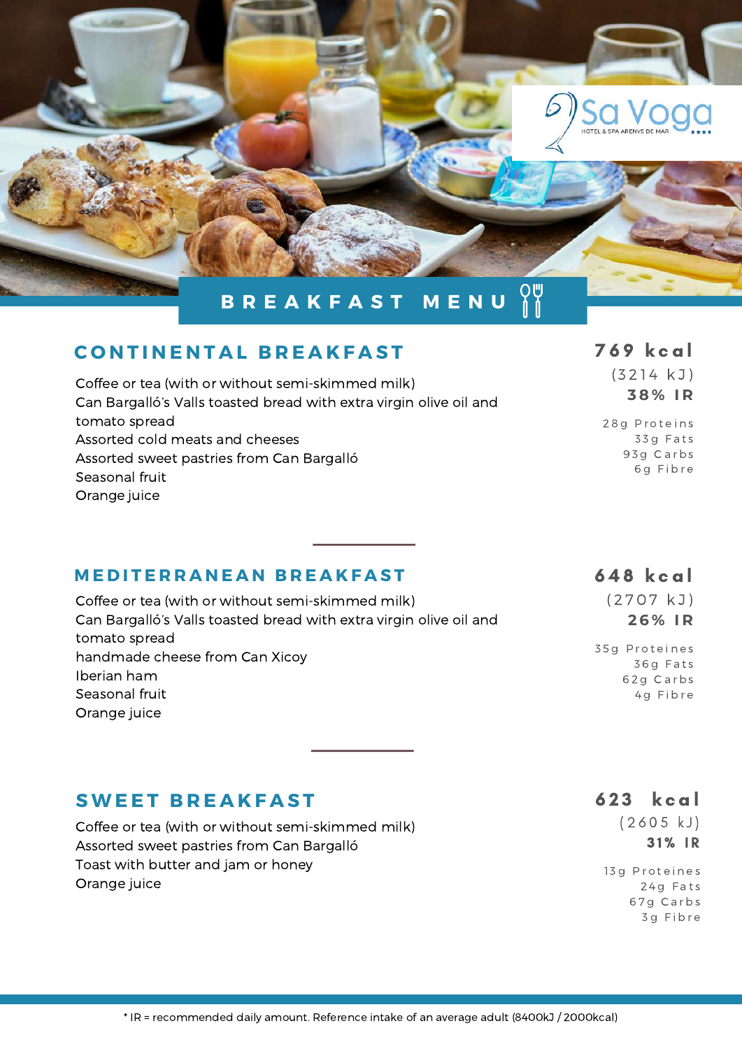Sa Voga
HOTEL & SPA ARENYS DE MAR

# BREAKFAST MENU

## CONTINENTAL BREAKFAST

Coffee or tea (with or without semi-skimmed milk)
Can Bargalló's Valls toasted bread with extra virgin olive oil and tomato spread
Assorted cold meats and cheeses
Assorted sweet pastries from Can Bargalló
Seasonal fruit
Orange juice

**769 kcal**
(3214 kJ)
**38% IR**

28g Proteins
33g Fats
93g Carbs
6g Fibre

## MEDITERRANEAN BREAKFAST

Coffee or tea (with or without semi-skimmed milk)
Can Bargalló's Valls toasted bread with extra virgin olive oil and tomato spread
handmade cheese from Can Xicoy
Iberian ham
Seasonal fruit
Orange juice

**648 kcal**
(2707 kJ)
**26% IR**

35g Proteines
36g Fats
62g Carbs
4g Fibre

## SWEET BREAKFAST

Coffee or tea (with or without semi-skimmed milk)
Assorted sweet pastries from Can Bargalló
Toast with butter and jam or honey
Orange juice

**623 kcal**
(2605 kJ)
**31% IR**

13g Proteines
24g Fats
67g Carbs
3g Fibre

* IR = recommended daily amount. Reference intake of an average adult (8400kJ / 2000kcal)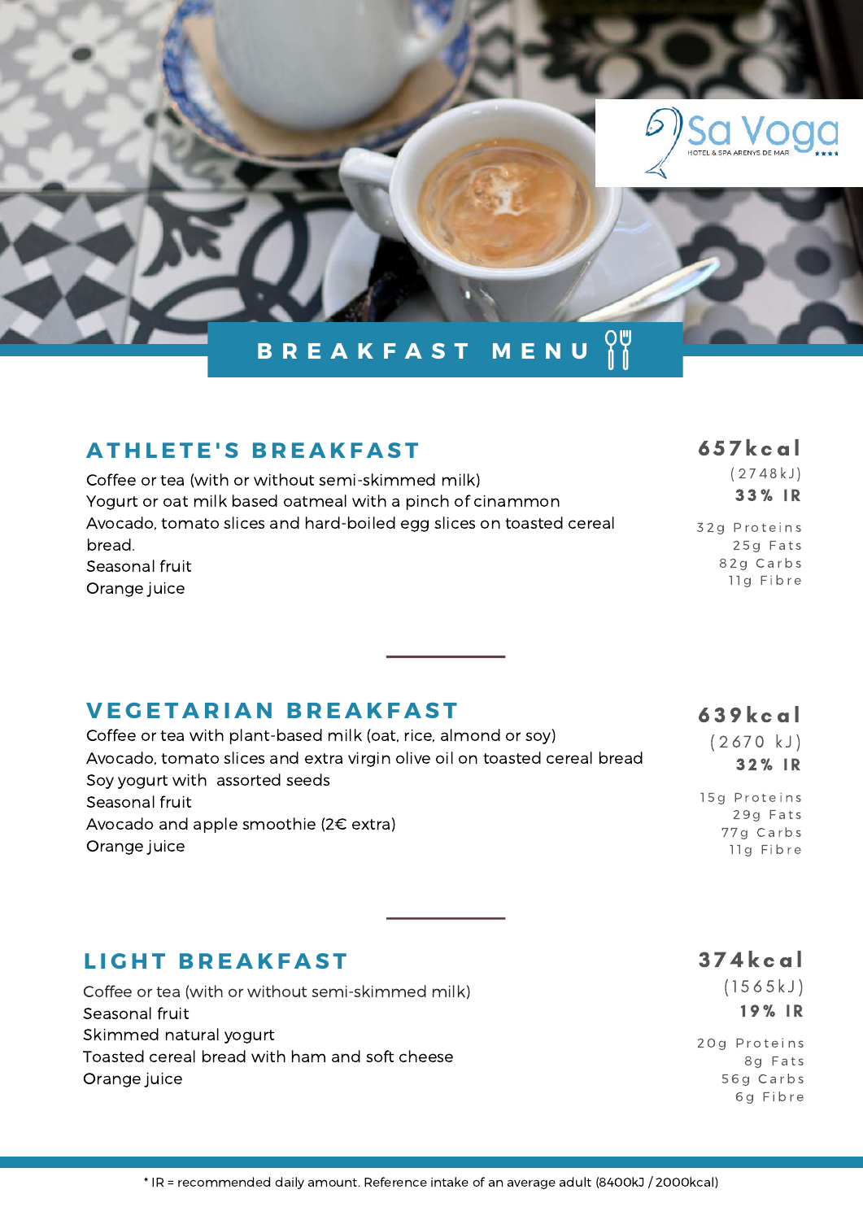Sa Voga
HOTEL & SPA ARENYS DE MAR

# BREAKFAST MENU

## ATHLETE'S BREAKFAST

Coffee or tea (with or without semi-skimmed milk)
Yogurt or oat milk based oatmeal with a pinch of cinammon
Avocado, tomato slices and hard-boiled egg slices on toasted cereal bread.
Seasonal fruit
Orange juice

**657kcal**
(2748kJ)
**33% IR**

32g Proteins
25g Fats
82g Carbs
11g Fibre

## VEGETARIAN BREAKFAST

Coffee or tea with plant-based milk (oat, rice, almond or soy)
Avocado, tomato slices and extra virgin olive oil on toasted cereal bread
Soy yogurt with assorted seeds
Seasonal fruit
Avocado and apple smoothie (2€ extra)
Orange juice

**639kcal**
(2670 kJ)
**32% IR**

15g Proteins
29g Fats
77g Carbs
11g Fibre

## LIGHT BREAKFAST

Coffee or tea (with or without semi-skimmed milk)
Seasonal fruit
Skimmed natural yogurt
Toasted cereal bread with ham and soft cheese
Orange juice

**374kcal**
(1565kJ)
**19% IR**

20g Proteins
8g Fats
56g Carbs
6g Fibre

* IR = recommended daily amount. Reference intake of an average adult (8400kJ / 2000kcal)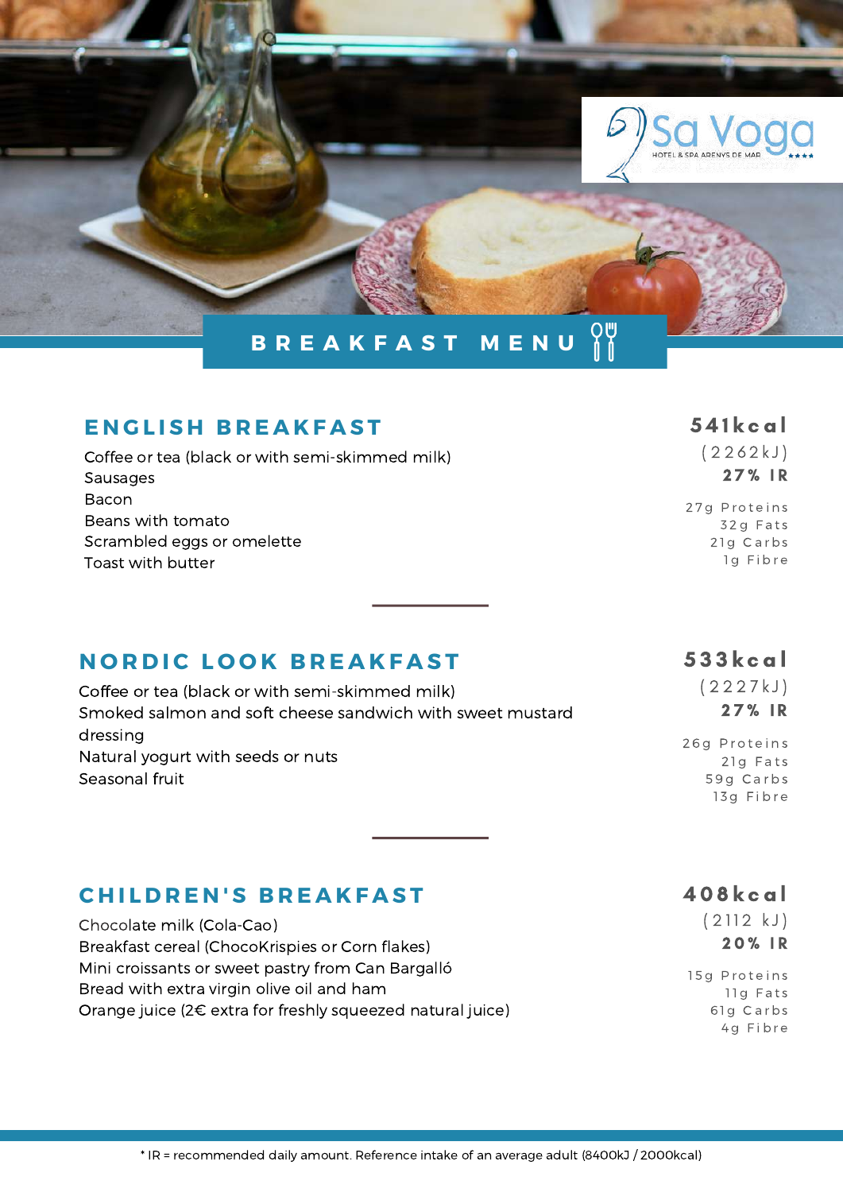Sa Voga
HOTEL & SPA ARENYS DE MAR ★★★★

# BREAKFAST MENU

## ENGLISH BREAKFAST

Coffee or tea (black or with semi-skimmed milk)
Sausages
Bacon
Beans with tomato
Scrambled eggs or omelette
Toast with butter

**541kcal**
(2262kJ)
**27% IR**

27g Proteins
32g Fats
21g Carbs
1g Fibre

---

## NORDIC LOOK BREAKFAST

Coffee or tea (black or with semi-skimmed milk)
Smoked salmon and soft cheese sandwich with sweet mustard dressing
Natural yogurt with seeds or nuts
Seasonal fruit

**533kcal**
(2227kJ)
**27% IR**

26g Proteins
21g Fats
59g Carbs
13g Fibre

---

## CHILDREN'S BREAKFAST

Chocolate milk (Cola-Cao)
Breakfast cereal (ChocoKrispies or Corn flakes)
Mini croissants or sweet pastry from Can Bargalló
Bread with extra virgin olive oil and ham
Orange juice (2€ extra for freshly squeezed natural juice)

**408kcal**
(2112 kJ)
**20% IR**

15g Proteins
11g Fats
61g Carbs
4g Fibre

* IR = recommended daily amount. Reference intake of an average adult (8400kJ / 2000kcal)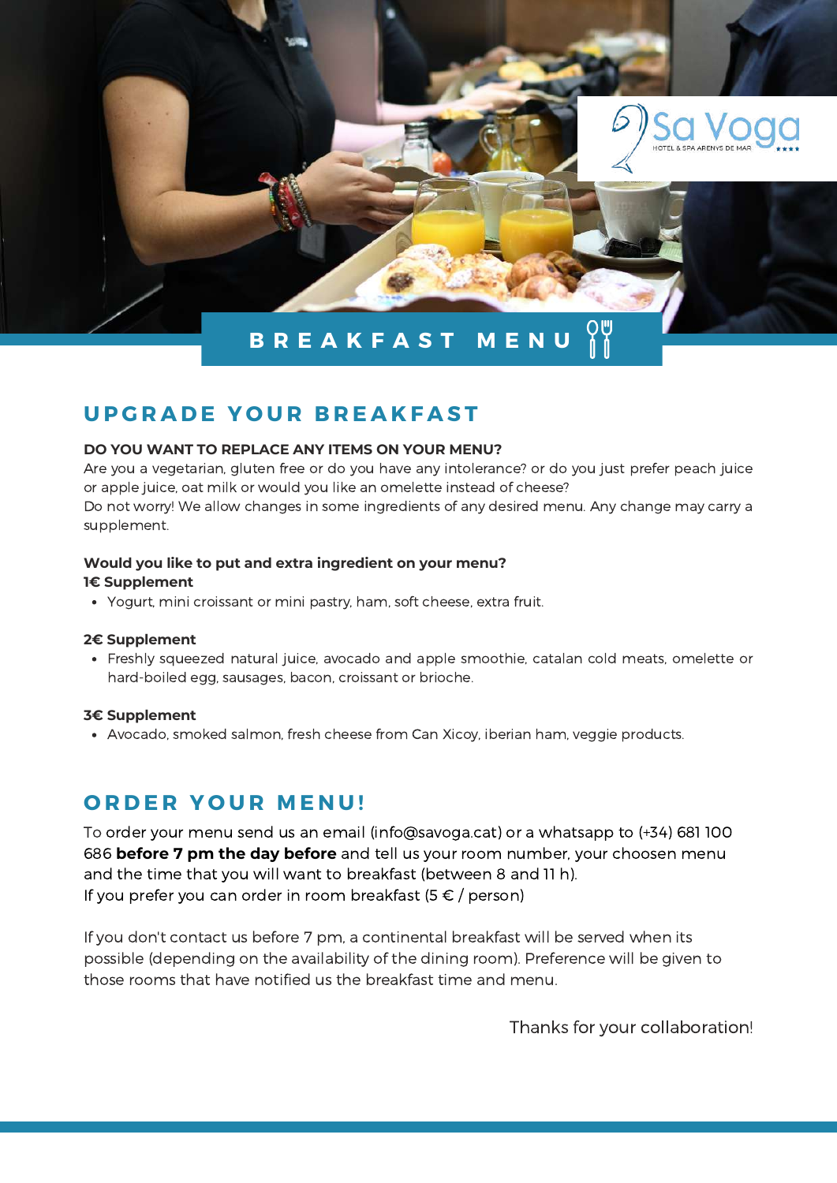# BREAKFAST MENU

## UPGRADE YOUR BREAKFAST

**DO YOU WANT TO REPLACE ANY ITEMS ON YOUR MENU?**

Are you a vegetarian, gluten free or do you have any intolerance? or do you just prefer peach juice or apple juice, oat milk or would you like an omelette instead of cheese?

Do not worry! We allow changes in some ingredients of any desired menu. Any change may carry a supplement.

**Would you like to put and extra ingredient on your menu?**

**1€ Supplement**

- Yogurt, mini croissant or mini pastry, ham, soft cheese, extra fruit.

**2€ Supplement**

- Freshly squeezed natural juice, avocado and apple smoothie, catalan cold meats, omelette or hard-boiled egg, sausages, bacon, croissant or brioche.

**3€ Supplement**

- Avocado, smoked salmon, fresh cheese from Can Xicoy, iberian ham, veggie products.

## ORDER YOUR MENU!

To order your menu send us an email (info@savoga.cat) or a whatsapp to (+34) 681 100 686 **before 7 pm the day before** and tell us your room number, your choosen menu and the time that you will want to breakfast (between 8 and 11 h).

If you prefer you can order in room breakfast (5 € / person)

If you don't contact us before 7 pm, a continental breakfast will be served when its possible (depending on the availability of the dining room). Preference will be given to those rooms that have notified us the breakfast time and menu.

Thanks for your collaboration!